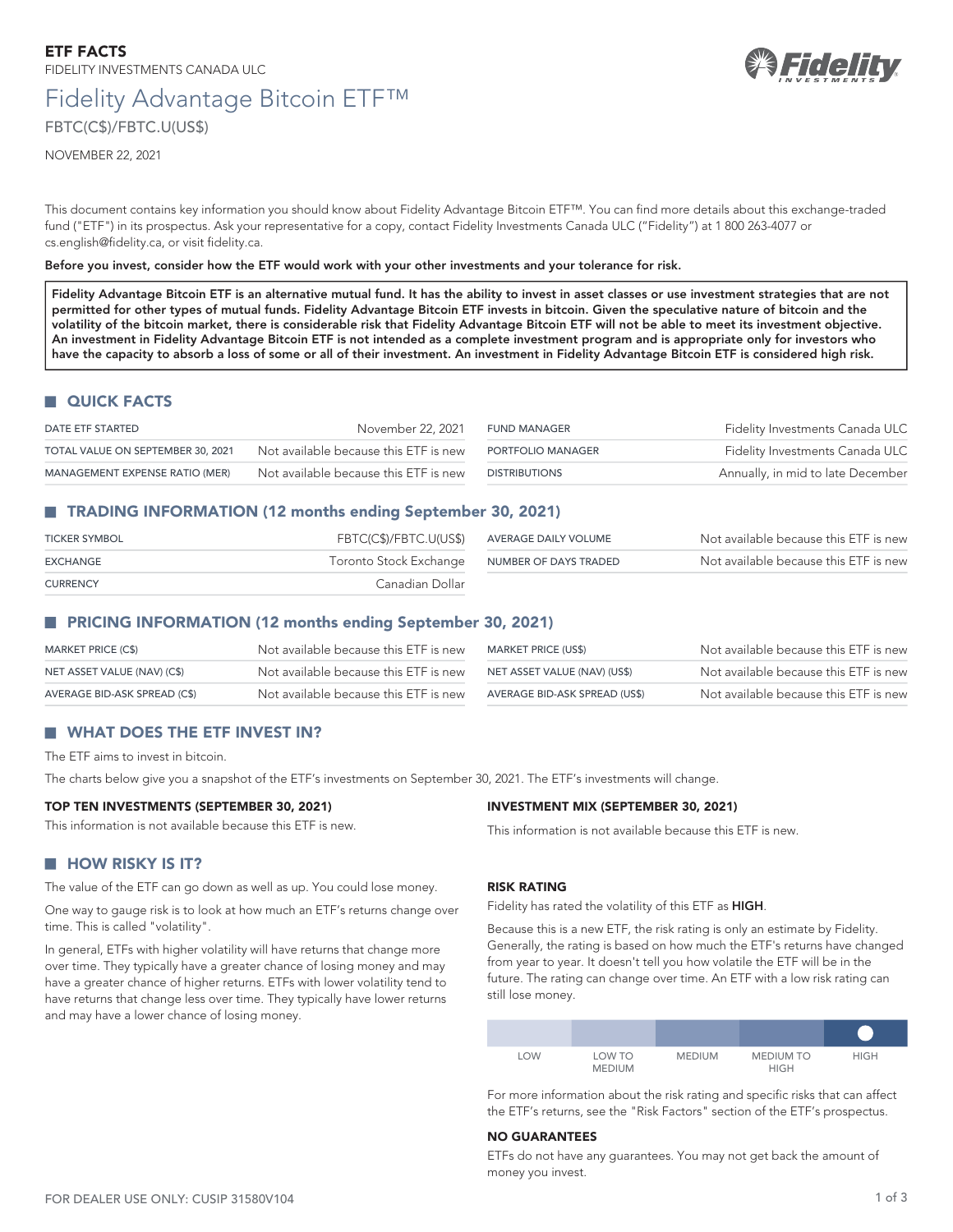**ETF FACTS**

FIDELITY INVESTMENTS CANADA ULC

# Fidelity Advantage Bitcoin ETF™

FBTC(C$)/FBTC.U(US$)

NOVEMBER 22, 2021

This document contains key information you should know about Fidelity Advantage Bitcoin ETF™. You can find more details about this exchange-traded fund ("ETF") in its prospectus. Ask your representative for a copy, contact Fidelity Investments Canada ULC ("Fidelity") at 1 800 263-4077 or cs.english@fidelity.ca, or visit fidelity.ca.

**Before you invest, consider how the ETF would work with your other investments and your tolerance for risk.**

**Fidelity Advantage Bitcoin ETF is an alternative mutual fund. It has the ability to invest in asset classes or use investment strategies that are not permitted for other types of mutual funds. Fidelity Advantage Bitcoin ETF invests in bitcoin. Given the speculative nature of bitcoin and the volatility of the bitcoin market, there is considerable risk that Fidelity Advantage Bitcoin ETF will not be able to meet its investment objective. An investment in Fidelity Advantage Bitcoin ETF is not intended as a complete investment program and is appropriate only for investors who have the capacity to absorb a loss of some or all of their investment. An investment in Fidelity Advantage Bitcoin ETF is considered high risk.**

## QUICK FACTS

| | | | |
|---|---|---|---|
| DATE ETF STARTED | November 22, 2021 | FUND MANAGER | Fidelity Investments Canada ULC |
| TOTAL VALUE ON SEPTEMBER 30, 2021 | Not available because this ETF is new | PORTFOLIO MANAGER | Fidelity Investments Canada ULC |
| MANAGEMENT EXPENSE RATIO (MER) | Not available because this ETF is new | DISTRIBUTIONS | Annually, in mid to late December |

## TRADING INFORMATION (12 months ending September 30, 2021)

| | | | |
|---|---|---|---|
| TICKER SYMBOL | FBTC(C$)/FBTC.U(US$) | AVERAGE DAILY VOLUME | Not available because this ETF is new |
| EXCHANGE | Toronto Stock Exchange | NUMBER OF DAYS TRADED | Not available because this ETF is new |
| CURRENCY | Canadian Dollar | | |

## PRICING INFORMATION (12 months ending September 30, 2021)

| | | | |
|---|---|---|---|
| MARKET PRICE (C$) | Not available because this ETF is new | MARKET PRICE (US$) | Not available because this ETF is new |
| NET ASSET VALUE (NAV) (C$) | Not available because this ETF is new | NET ASSET VALUE (NAV) (US$) | Not available because this ETF is new |
| AVERAGE BID-ASK SPREAD (C$) | Not available because this ETF is new | AVERAGE BID-ASK SPREAD (US$) | Not available because this ETF is new |

## WHAT DOES THE ETF INVEST IN?

The ETF aims to invest in bitcoin.

The charts below give you a snapshot of the ETF's investments on September 30, 2021. The ETF's investments will change.

### TOP TEN INVESTMENTS (SEPTEMBER 30, 2021)

This information is not available because this ETF is new.

### INVESTMENT MIX (SEPTEMBER 30, 2021)

This information is not available because this ETF is new.

## HOW RISKY IS IT?

The value of the ETF can go down as well as up. You could lose money.

One way to gauge risk is to look at how much an ETF's returns change over time. This is called "volatility".

In general, ETFs with higher volatility will have returns that change more over time. They typically have a greater chance of losing money and may have a greater chance of higher returns. ETFs with lower volatility tend to have returns that change less over time. They typically have lower returns and may have a lower chance of losing money.

### RISK RATING

Fidelity has rated the volatility of this ETF as **HIGH**.

Because this is a new ETF, the risk rating is only an estimate by Fidelity. Generally, the rating is based on how much the ETF's returns have changed from year to year. It doesn't tell you how volatile the ETF will be in the future. The rating can change over time. An ETF with a low risk rating can still lose money.

| LOW | LOW TO MEDIUM | MEDIUM | MEDIUM TO HIGH | HIGH |
|---|---|---|---|---|
| | | | | ● |

For more information about the risk rating and specific risks that can affect the ETF's returns, see the "Risk Factors" section of the ETF's prospectus.

### NO GUARANTEES

ETFs do not have any guarantees. You may not get back the amount of money you invest.

FOR DEALER USE ONLY: CUSIP 31580V104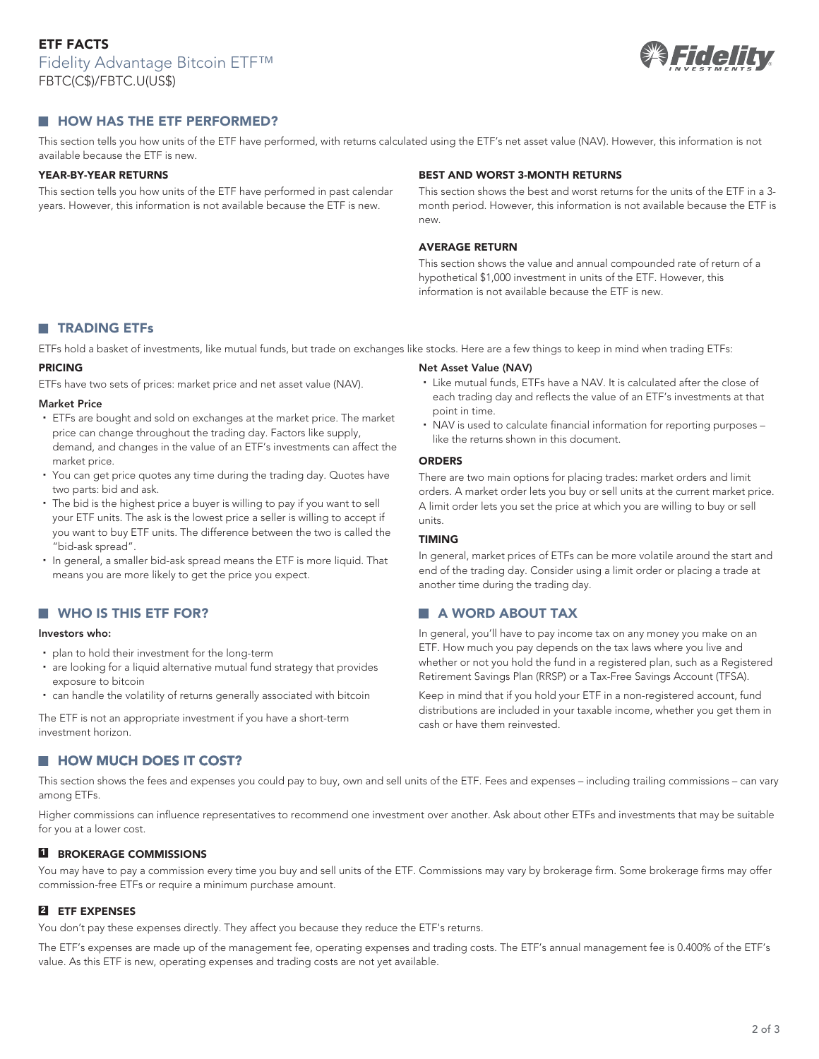# ETF FACTS

Fidelity Advantage Bitcoin ETF™

FBTC(C$)/FBTC.U(US$)

## HOW HAS THE ETF PERFORMED?

This section tells you how units of the ETF have performed, with returns calculated using the ETF's net asset value (NAV). However, this information is not available because the ETF is new.

### YEAR-BY-YEAR RETURNS

This section tells you how units of the ETF have performed in past calendar years. However, this information is not available because the ETF is new.

### BEST AND WORST 3-MONTH RETURNS

This section shows the best and worst returns for the units of the ETF in a 3-month period. However, this information is not available because the ETF is new.

### AVERAGE RETURN

This section shows the value and annual compounded rate of return of a hypothetical $1,000 investment in units of the ETF. However, this information is not available because the ETF is new.

## TRADING ETFs

ETFs hold a basket of investments, like mutual funds, but trade on exchanges like stocks. Here are a few things to keep in mind when trading ETFs:

### PRICING

ETFs have two sets of prices: market price and net asset value (NAV).

#### Market Price

- ETFs are bought and sold on exchanges at the market price. The market price can change throughout the trading day. Factors like supply, demand, and changes in the value of an ETF's investments can affect the market price.
- You can get price quotes any time during the trading day. Quotes have two parts: bid and ask.
- The bid is the highest price a buyer is willing to pay if you want to sell your ETF units. The ask is the lowest price a seller is willing to accept if you want to buy ETF units. The difference between the two is called the "bid-ask spread".
- In general, a smaller bid-ask spread means the ETF is more liquid. That means you are more likely to get the price you expect.

#### Net Asset Value (NAV)

- Like mutual funds, ETFs have a NAV. It is calculated after the close of each trading day and reflects the value of an ETF's investments at that point in time.
- NAV is used to calculate financial information for reporting purposes – like the returns shown in this document.

### ORDERS

There are two main options for placing trades: market orders and limit orders. A market order lets you buy or sell units at the current market price. A limit order lets you set the price at which you are willing to buy or sell units.

### TIMING

In general, market prices of ETFs can be more volatile around the start and end of the trading day. Consider using a limit order or placing a trade at another time during the trading day.

## WHO IS THIS ETF FOR?

**Investors who:**

- plan to hold their investment for the long-term
- are looking for a liquid alternative mutual fund strategy that provides exposure to bitcoin
- can handle the volatility of returns generally associated with bitcoin

The ETF is not an appropriate investment if you have a short-term investment horizon.

## A WORD ABOUT TAX

In general, you'll have to pay income tax on any money you make on an ETF. How much you pay depends on the tax laws where you live and whether or not you hold the fund in a registered plan, such as a Registered Retirement Savings Plan (RRSP) or a Tax-Free Savings Account (TFSA).

Keep in mind that if you hold your ETF in a non-registered account, fund distributions are included in your taxable income, whether you get them in cash or have them reinvested.

## HOW MUCH DOES IT COST?

This section shows the fees and expenses you could pay to buy, own and sell units of the ETF. Fees and expenses – including trailing commissions – can vary among ETFs.

Higher commissions can influence representatives to recommend one investment over another. Ask about other ETFs and investments that may be suitable for you at a lower cost.

### 1 BROKERAGE COMMISSIONS

You may have to pay a commission every time you buy and sell units of the ETF. Commissions may vary by brokerage firm. Some brokerage firms may offer commission-free ETFs or require a minimum purchase amount.

### 2 ETF EXPENSES

You don't pay these expenses directly. They affect you because they reduce the ETF's returns.

The ETF's expenses are made up of the management fee, operating expenses and trading costs. The ETF's annual management fee is 0.400% of the ETF's value. As this ETF is new, operating expenses and trading costs are not yet available.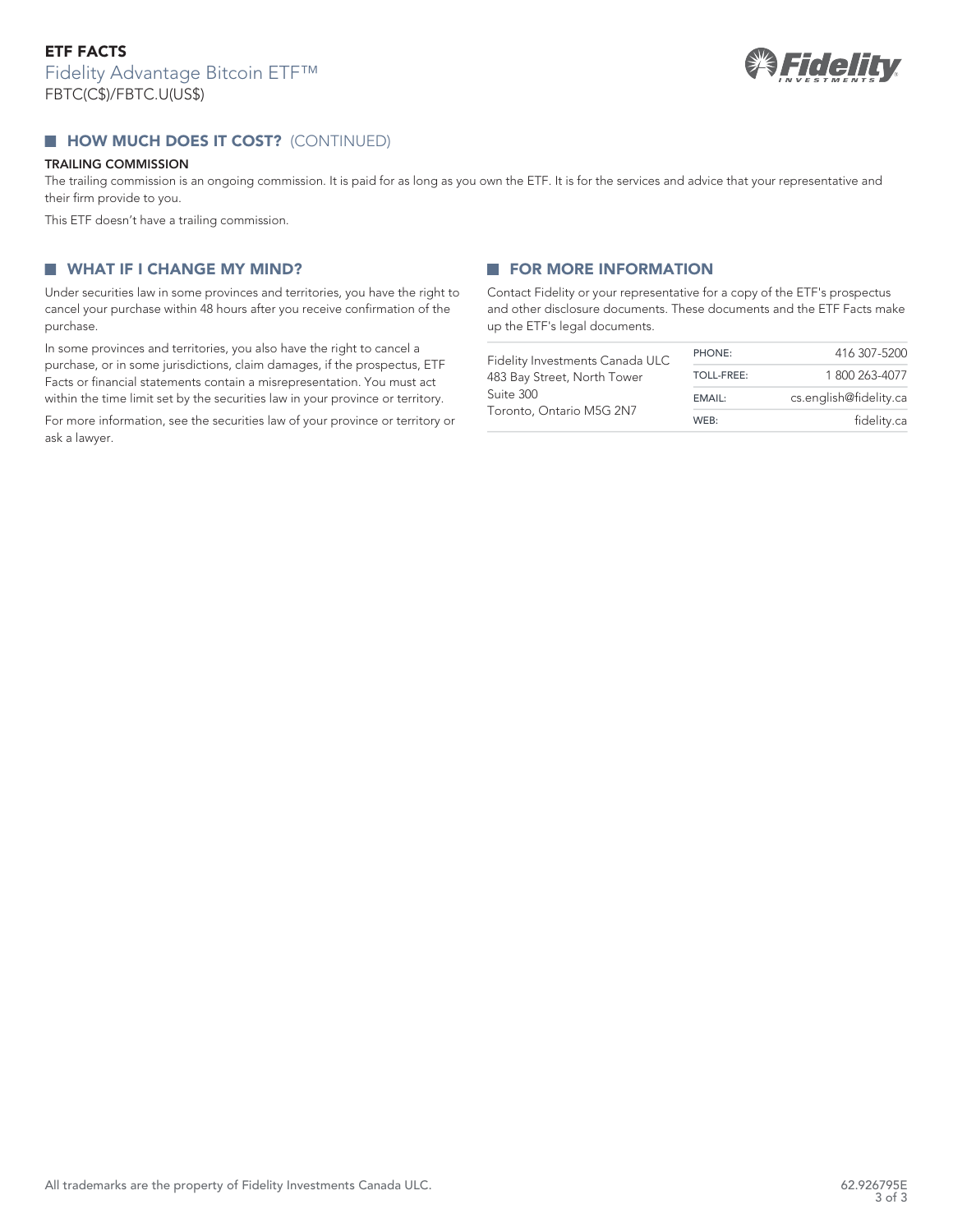# ETF FACTS

Fidelity Advantage Bitcoin ETF™

FBTC(C$)/FBTC.U(US$)

## HOW MUCH DOES IT COST? (CONTINUED)

### TRAILING COMMISSION

The trailing commission is an ongoing commission. It is paid for as long as you own the ETF. It is for the services and advice that your representative and their firm provide to you.

This ETF doesn't have a trailing commission.

## WHAT IF I CHANGE MY MIND?

Under securities law in some provinces and territories, you have the right to cancel your purchase within 48 hours after you receive confirmation of the purchase.

In some provinces and territories, you also have the right to cancel a purchase, or in some jurisdictions, claim damages, if the prospectus, ETF Facts or financial statements contain a misrepresentation. You must act within the time limit set by the securities law in your province or territory.

For more information, see the securities law of your province or territory or ask a lawyer.

## FOR MORE INFORMATION

Contact Fidelity or your representative for a copy of the ETF's prospectus and other disclosure documents. These documents and the ETF Facts make up the ETF's legal documents.

Fidelity Investments Canada ULC
483 Bay Street, North Tower
Suite 300
Toronto, Ontario M5G 2N7

| | |
|---|---|
| PHONE: | 416 307-5200 |
| TOLL-FREE: | 1 800 263-4077 |
| EMAIL: | cs.english@fidelity.ca |
| WEB: | fidelity.ca |

All trademarks are the property of Fidelity Investments Canada ULC.

62.926795E